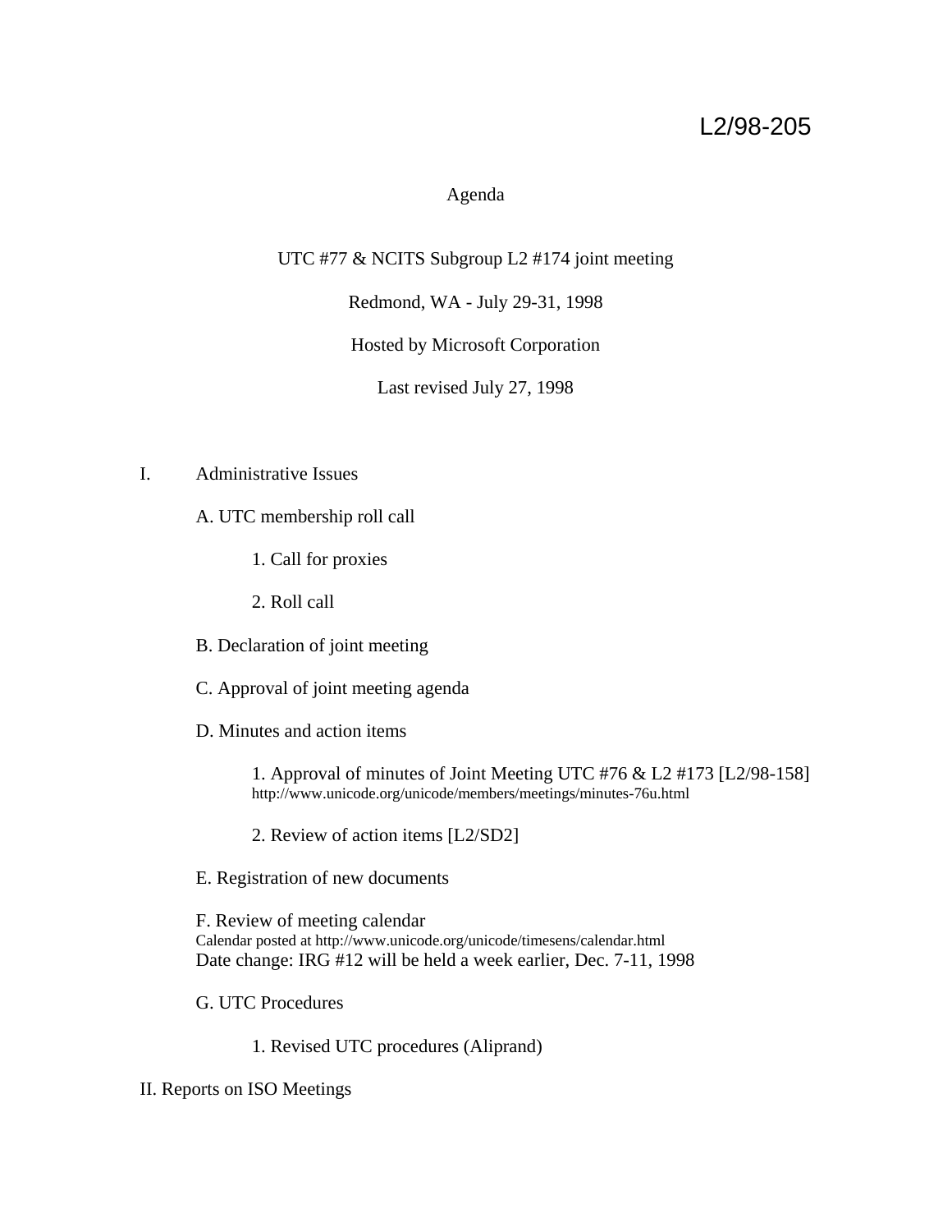L2/98-205

# Agenda

UTC #77 & NCITS Subgroup L2 #174 joint meeting

Redmond, WA - July 29-31, 1998

Hosted by Microsoft Corporation

Last revised July 27, 1998

## I. Administrative Issues

A. UTC membership roll call

1. Call for proxies

2. Roll call

B. Declaration of joint meeting

C. Approval of joint meeting agenda

D. Minutes and action items

1. Approval of minutes of Joint Meeting UTC #76 & L2 #173 [L2/98-158]
http://www.unicode.org/unicode/members/meetings/minutes-76u.html

2. Review of action items [L2/SD2]

E. Registration of new documents

F. Review of meeting calendar
Calendar posted at http://www.unicode.org/unicode/timesens/calendar.html
Date change: IRG #12 will be held a week earlier, Dec. 7-11, 1998

G. UTC Procedures

1. Revised UTC procedures (Aliprand)

## II. Reports on ISO Meetings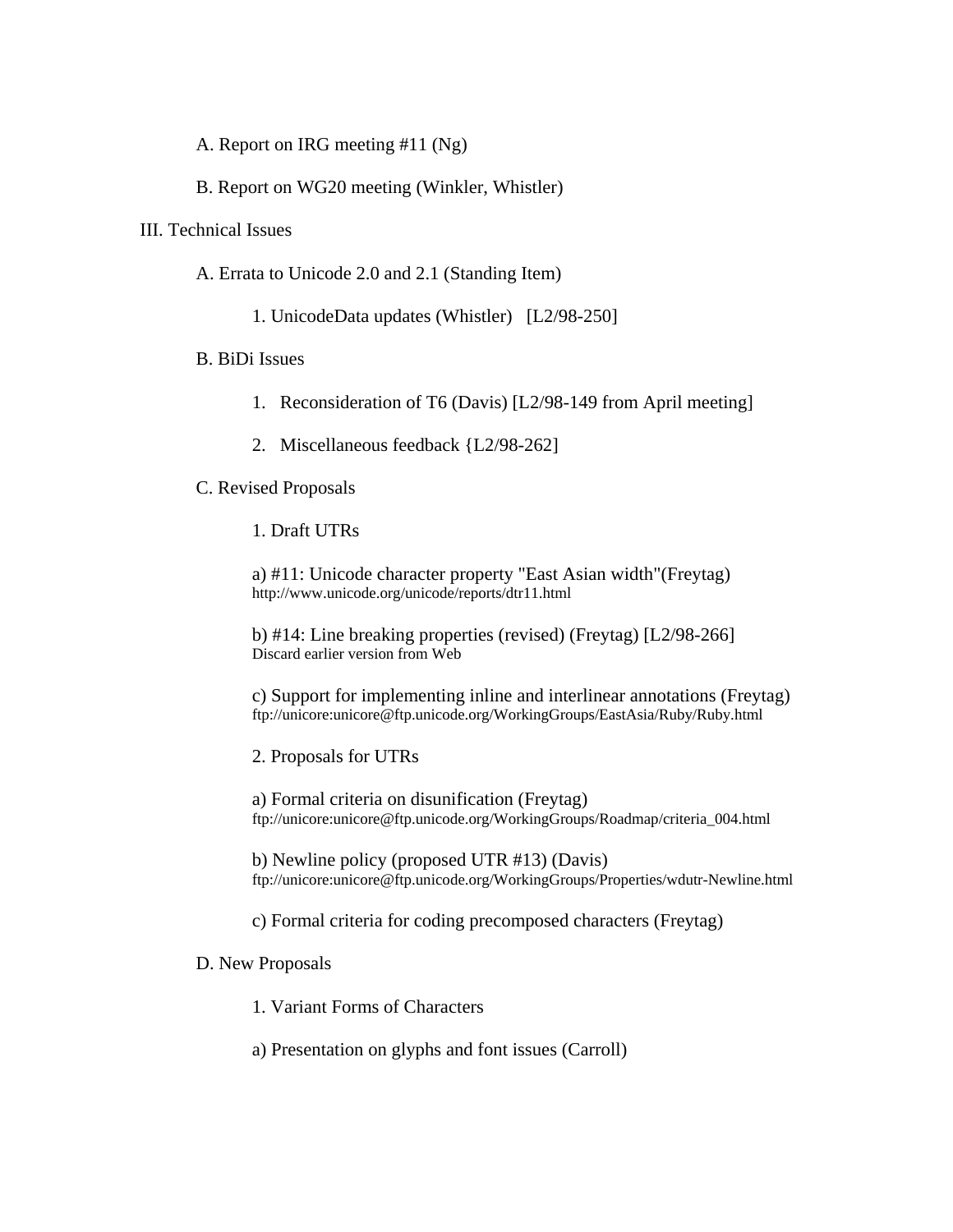A. Report on IRG meeting #11 (Ng)

B. Report on WG20 meeting (Winkler, Whistler)

III. Technical Issues

A. Errata to Unicode 2.0 and 2.1 (Standing Item)

1. UnicodeData updates (Whistler)   [L2/98-250]

B. BiDi Issues

1. Reconsideration of T6 (Davis) [L2/98-149 from April meeting]

2. Miscellaneous feedback {L2/98-262]

C. Revised Proposals

1. Draft UTRs

a) #11: Unicode character property "East Asian width"(Freytag)
http://www.unicode.org/unicode/reports/dtr11.html

b) #14: Line breaking properties (revised) (Freytag) [L2/98-266]
Discard earlier version from Web

c) Support for implementing inline and interlinear annotations (Freytag)
ftp://unicore:unicore@ftp.unicode.org/WorkingGroups/EastAsia/Ruby/Ruby.html

2. Proposals for UTRs

a) Formal criteria on disunification (Freytag)
ftp://unicore:unicore@ftp.unicode.org/WorkingGroups/Roadmap/criteria_004.html

b) Newline policy (proposed UTR #13) (Davis)
ftp://unicore:unicore@ftp.unicode.org/WorkingGroups/Properties/wdutr-Newline.html

c) Formal criteria for coding precomposed characters (Freytag)

D. New Proposals

1. Variant Forms of Characters

a) Presentation on glyphs and font issues (Carroll)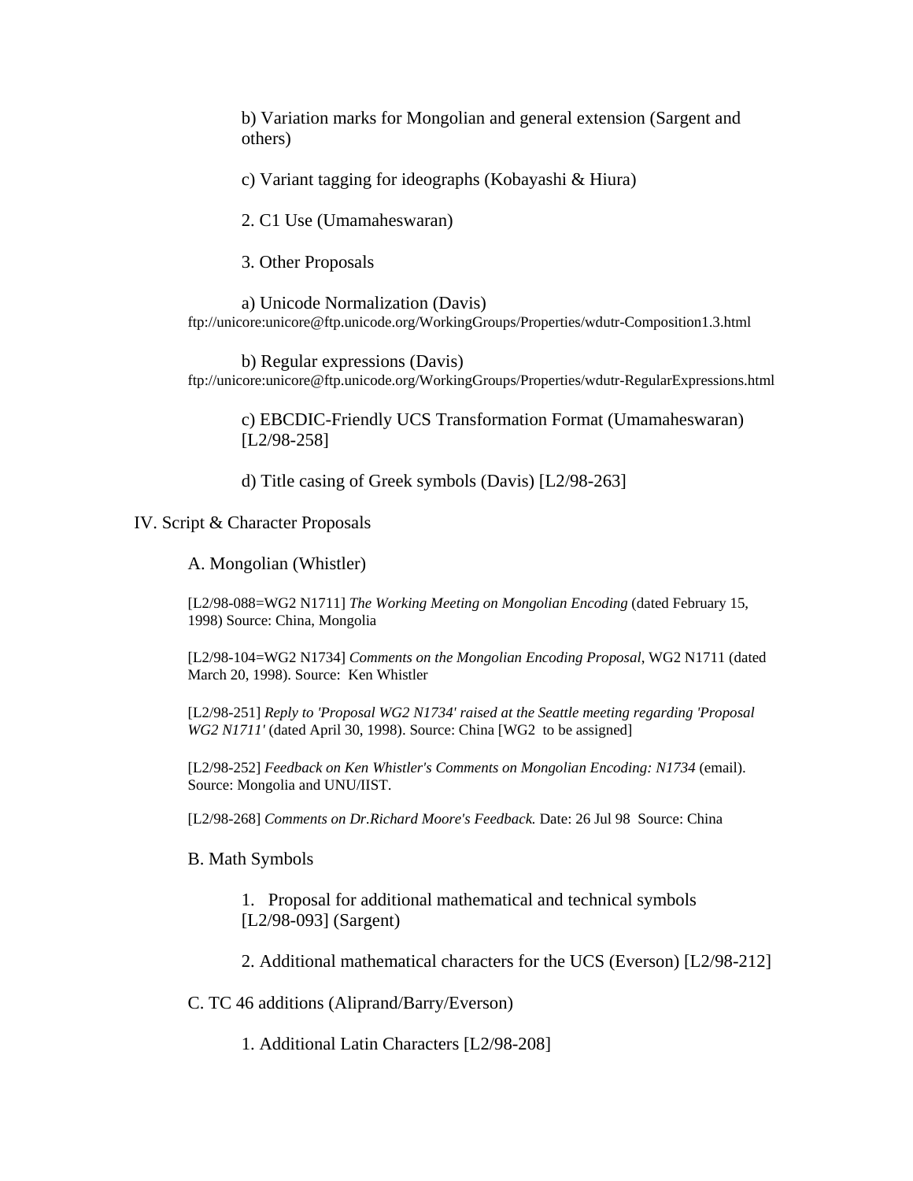b) Variation marks for Mongolian and general extension (Sargent and others)

c) Variant tagging for ideographs (Kobayashi & Hiura)

2. C1 Use (Umamaheswaran)

3. Other Proposals

a) Unicode Normalization (Davis)
ftp://unicore:unicore@ftp.unicode.org/WorkingGroups/Properties/wdutr-Composition1.3.html

b) Regular expressions (Davis)
ftp://unicore:unicore@ftp.unicode.org/WorkingGroups/Properties/wdutr-RegularExpressions.html

c) EBCDIC-Friendly UCS Transformation Format (Umamaheswaran) [L2/98-258]

d) Title casing of Greek symbols (Davis) [L2/98-263]

IV. Script & Character Proposals

A. Mongolian (Whistler)

[L2/98-088=WG2 N1711] *The Working Meeting on Mongolian Encoding* (dated February 15, 1998) Source: China, Mongolia

[L2/98-104=WG2 N1734] *Comments on the Mongolian Encoding Proposal*, WG2 N1711 (dated March 20, 1998). Source: Ken Whistler

[L2/98-251] *Reply to 'Proposal WG2 N1734' raised at the Seattle meeting regarding 'Proposal WG2 N1711'* (dated April 30, 1998). Source: China [WG2 to be assigned]

[L2/98-252] *Feedback on Ken Whistler's Comments on Mongolian Encoding: N1734* (email). Source: Mongolia and UNU/IIST.

[L2/98-268] *Comments on Dr.Richard Moore's Feedback.* Date: 26 Jul 98 Source: China

B. Math Symbols

1. Proposal for additional mathematical and technical symbols [L2/98-093] (Sargent)

2. Additional mathematical characters for the UCS (Everson) [L2/98-212]

C. TC 46 additions (Aliprand/Barry/Everson)

1. Additional Latin Characters [L2/98-208]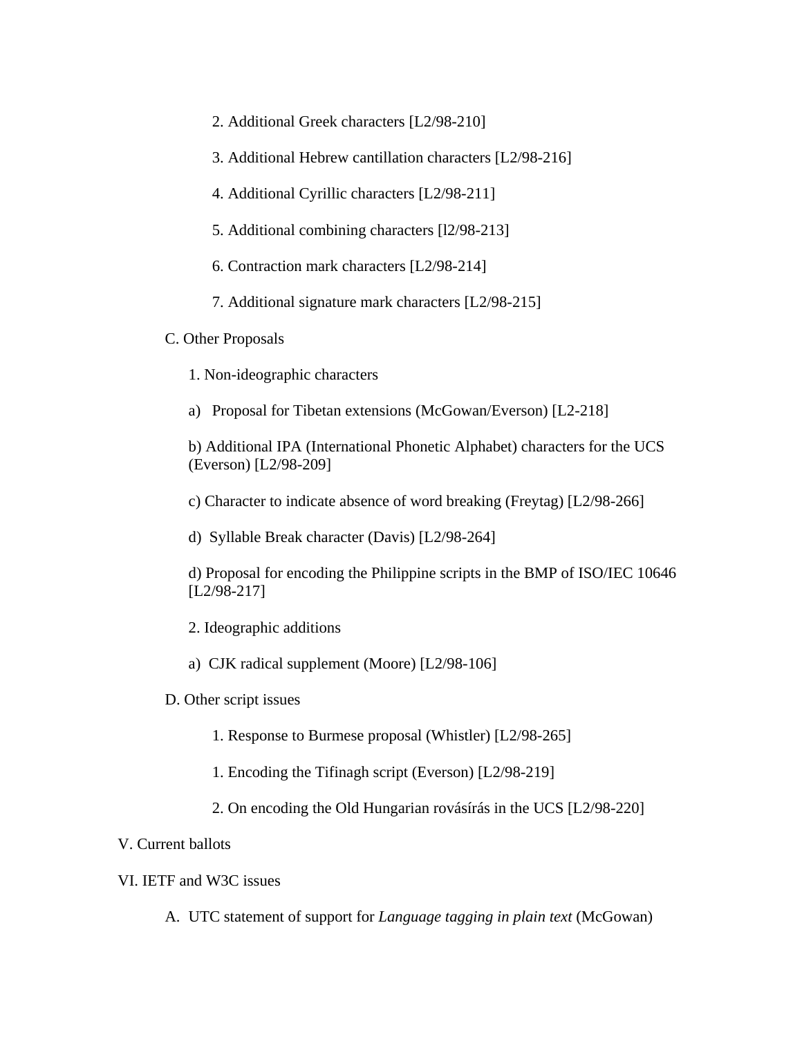2. Additional Greek characters [L2/98-210]

3. Additional Hebrew cantillation characters [L2/98-216]

4. Additional Cyrillic characters [L2/98-211]

5. Additional combining characters [l2/98-213]

6. Contraction mark characters [L2/98-214]

7. Additional signature mark characters [L2/98-215]

C. Other Proposals

1. Non-ideographic characters

a) Proposal for Tibetan extensions (McGowan/Everson) [L2-218]

b) Additional IPA (International Phonetic Alphabet) characters for the UCS (Everson) [L2/98-209]

c) Character to indicate absence of word breaking (Freytag) [L2/98-266]

d) Syllable Break character (Davis) [L2/98-264]

d) Proposal for encoding the Philippine scripts in the BMP of ISO/IEC 10646 [L2/98-217]

2. Ideographic additions

a) CJK radical supplement (Moore) [L2/98-106]

D. Other script issues

1. Response to Burmese proposal (Whistler) [L2/98-265]

1. Encoding the Tifinagh script (Everson) [L2/98-219]

2. On encoding the Old Hungarian rovásírás in the UCS [L2/98-220]

V. Current ballots

VI. IETF and W3C issues

A. UTC statement of support for *Language tagging in plain text* (McGowan)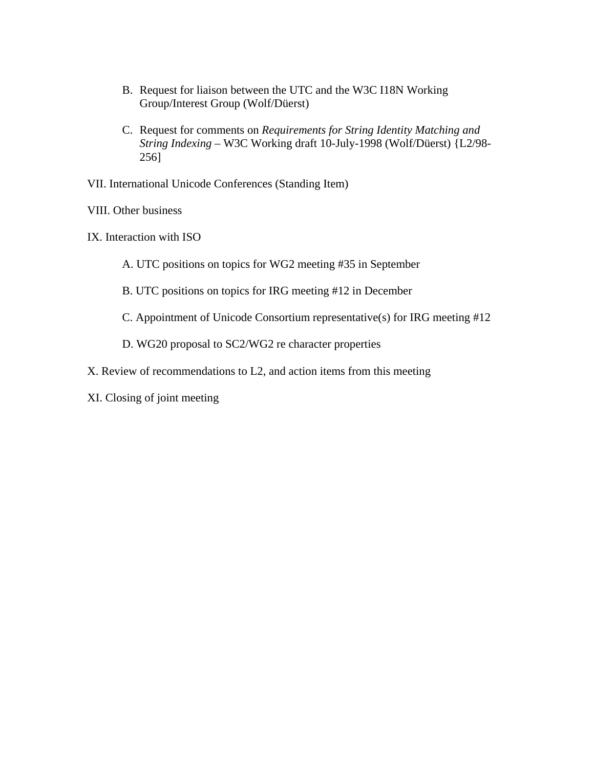B. Request for liaison between the UTC and the W3C I18N Working Group/Interest Group (Wolf/Düerst)

C. Request for comments on *Requirements for String Identity Matching and String Indexing* – W3C Working draft 10-July-1998 (Wolf/Düerst) {L2/98-256]

VII. International Unicode Conferences (Standing Item)

VIII. Other business

IX. Interaction with ISO

A. UTC positions on topics for WG2 meeting #35 in September

B. UTC positions on topics for IRG meeting #12 in December

C. Appointment of Unicode Consortium representative(s) for IRG meeting #12

D. WG20 proposal to SC2/WG2 re character properties

X. Review of recommendations to L2, and action items from this meeting

XI. Closing of joint meeting